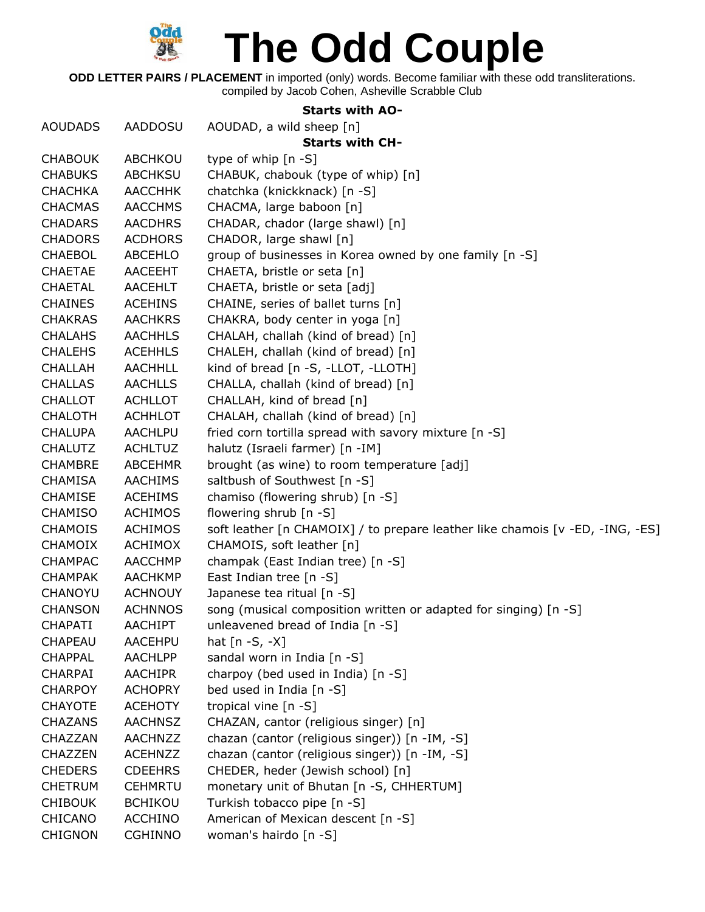# The Odd Couple

**ODD LETTER PAIRS / PLACEMENT** in imported (only) words. Become familiar with these odd transliterations.
compiled by Jacob Cohen, Asheville Scrabble Club

**Starts with AO-**

| | | |
|---|---|---|
| AOUDADS | AADDOSU | AOUDAD, a wild sheep [n] |

**Starts with CH-**

| | | |
|---|---|---|
| CHABOUK | ABCHKOU | type of whip [n -S] |
| CHABUKS | ABCHKSU | CHABUK, chabouk (type of whip) [n] |
| CHACHKA | AACCHHK | chatchka (knickknack) [n -S] |
| CHACMAS | AACCHMS | CHACMA, large baboon [n] |
| CHADARS | AACDHRS | CHADAR, chador (large shawl) [n] |
| CHADORS | ACDHORS | CHADOR, large shawl [n] |
| CHAEBOL | ABCEHLO | group of businesses in Korea owned by one family [n -S] |
| CHAETAE | AACEEHT | CHAETA, bristle or seta [n] |
| CHAETAL | AACEHLT | CHAETA, bristle or seta [adj] |
| CHAINES | ACEHINS | CHAINE, series of ballet turns [n] |
| CHAKRAS | AACHKRS | CHAKRA, body center in yoga [n] |
| CHALAHS | AACHHLS | CHALAH, challah (kind of bread) [n] |
| CHALEHS | ACEHHLS | CHALEH, challah (kind of bread) [n] |
| CHALLAH | AACHHLL | kind of bread [n -S, -LLOT, -LLOTH] |
| CHALLAS | AACHLLS | CHALLA, challah (kind of bread) [n] |
| CHALLOT | ACHLLOT | CHALLAH, kind of bread [n] |
| CHALOTH | ACHHLOT | CHALAH, challah (kind of bread) [n] |
| CHALUPA | AACHLPU | fried corn tortilla spread with savory mixture [n -S] |
| CHALUTZ | ACHLTUZ | halutz (Israeli farmer) [n -IM] |
| CHAMBRE | ABCEHMR | brought (as wine) to room temperature [adj] |
| CHAMISA | AACHIMS | saltbush of Southwest [n -S] |
| CHAMISE | ACEHIMS | chamiso (flowering shrub) [n -S] |
| CHAMISO | ACHIMOS | flowering shrub [n -S] |
| CHAMOIS | ACHIMOS | soft leather [n CHAMOIX] / to prepare leather like chamois [v -ED, -ING, -ES] |
| CHAMOIX | ACHIMOX | CHAMOIS, soft leather [n] |
| CHAMPAC | AACCHMP | champak (East Indian tree) [n -S] |
| CHAMPAK | AACHKMP | East Indian tree [n -S] |
| CHANOYU | ACHNOUY | Japanese tea ritual [n -S] |
| CHANSON | ACHNNOS | song (musical composition written or adapted for singing) [n -S] |
| CHAPATI | AACHIPT | unleavened bread of India [n -S] |
| CHAPEAU | AACEHPU | hat [n -S, -X] |
| CHAPPAL | AACHLPP | sandal worn in India [n -S] |
| CHARPAI | AACHIPR | charpoy (bed used in India) [n -S] |
| CHARPOY | ACHOPRY | bed used in India [n -S] |
| CHAYOTE | ACEHOTY | tropical vine [n -S] |
| CHAZANS | AACHNSZ | CHAZAN, cantor (religious singer) [n] |
| CHAZZAN | AACHNZZ | chazan (cantor (religious singer)) [n -IM, -S] |
| CHAZZEN | ACEHNZZ | chazan (cantor (religious singer)) [n -IM, -S] |
| CHEDERS | CDEEHRS | CHEDER, heder (Jewish school) [n] |
| CHETRUM | CEHMRTU | monetary unit of Bhutan [n -S, CHHERTUM] |
| CHIBOUK | BCHIKOU | Turkish tobacco pipe [n -S] |
| CHICANO | ACCHINO | American of Mexican descent [n -S] |
| CHIGNON | CGHINNO | woman's hairdo [n -S] |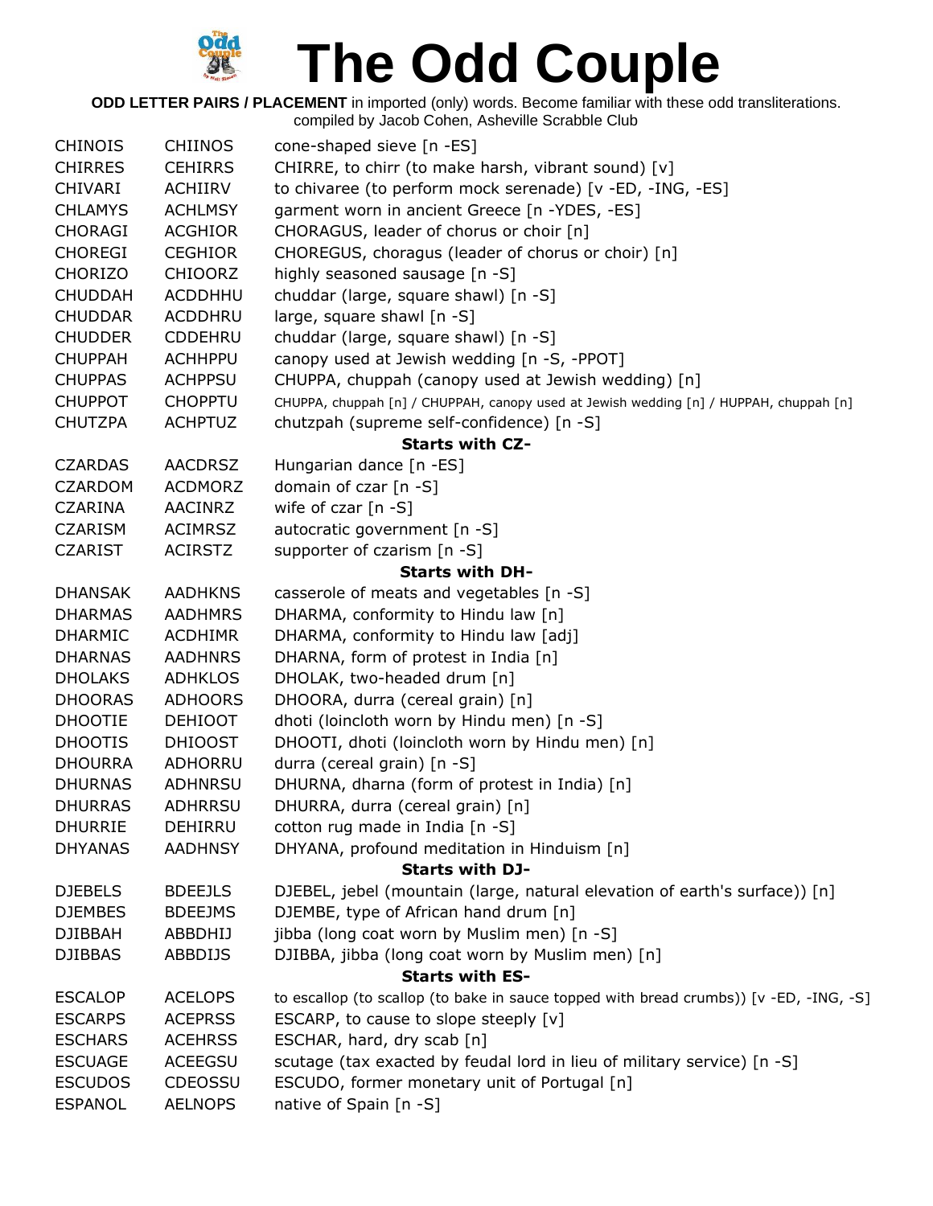# The Odd Couple

**ODD LETTER PAIRS / PLACEMENT** in imported (only) words. Become familiar with these odd transliterations.
compiled by Jacob Cohen, Asheville Scrabble Club

| | | |
|---|---|---|
| CHINOIS | CHIINOS | cone-shaped sieve [n -ES] |
| CHIRRES | CEHIRRS | CHIRRE, to chirr (to make harsh, vibrant sound) [v] |
| CHIVARI | ACHIIRV | to chivaree (to perform mock serenade) [v -ED, -ING, -ES] |
| CHLAMYS | ACHLMSY | garment worn in ancient Greece [n -YDES, -ES] |
| CHORAGI | ACGHIOR | CHORAGUS, leader of chorus or choir [n] |
| CHOREGI | CEGHIOR | CHOREGUS, choragus (leader of chorus or choir) [n] |
| CHORIZO | CHIOORZ | highly seasoned sausage [n -S] |
| CHUDDAH | ACDDHHU | chuddar (large, square shawl) [n -S] |
| CHUDDAR | ACDDHRU | large, square shawl [n -S] |
| CHUDDER | CDDEHRU | chuddar (large, square shawl) [n -S] |
| CHUPPAH | ACHHPPU | canopy used at Jewish wedding [n -S, -PPOT] |
| CHUPPAS | ACHPPSU | CHUPPA, chuppah (canopy used at Jewish wedding) [n] |
| CHUPPOT | CHOPPTU | CHUPPA, chuppah [n] / CHUPPAH, canopy used at Jewish wedding [n] / HUPPAH, chuppah [n] |
| CHUTZPA | ACHPTUZ | chutzpah (supreme self-confidence) [n -S] |
| | | **Starts with CZ-** |
| CZARDAS | AACDRSZ | Hungarian dance [n -ES] |
| CZARDOM | ACDMORZ | domain of czar [n -S] |
| CZARINA | AACINRZ | wife of czar [n -S] |
| CZARISM | ACIMRSZ | autocratic government [n -S] |
| CZARIST | ACIRSTZ | supporter of czarism [n -S] |
| | | **Starts with DH-** |
| DHANSAK | AADHKNS | casserole of meats and vegetables [n -S] |
| DHARMAS | AADHMRS | DHARMA, conformity to Hindu law [n] |
| DHARMIC | ACDHIMR | DHARMA, conformity to Hindu law [adj] |
| DHARNAS | AADHNRS | DHARNA, form of protest in India [n] |
| DHOLAKS | ADHKLOS | DHOLAK, two-headed drum [n] |
| DHOORAS | ADHOORS | DHOORA, durra (cereal grain) [n] |
| DHOOTIE | DEHIOOT | dhoti (loincloth worn by Hindu men) [n -S] |
| DHOOTIS | DHIOOST | DHOOTI, dhoti (loincloth worn by Hindu men) [n] |
| DHOURRA | ADHORRU | durra (cereal grain) [n -S] |
| DHURNAS | ADHNRSU | DHURNA, dharna (form of protest in India) [n] |
| DHURRAS | ADHRRSU | DHURRA, durra (cereal grain) [n] |
| DHURRIE | DEHIRRU | cotton rug made in India [n -S] |
| DHYANAS | AADHNSY | DHYANA, profound meditation in Hinduism [n] |
| | | **Starts with DJ-** |
| DJEBELS | BDEEJLS | DJEBEL, jebel (mountain (large, natural elevation of earth's surface)) [n] |
| DJEMBES | BDEEJMS | DJEMBE, type of African hand drum [n] |
| DJIBBAH | ABBDHIJ | jibba (long coat worn by Muslim men) [n -S] |
| DJIBBAS | ABBDIJS | DJIBBA, jibba (long coat worn by Muslim men) [n] |
| | | **Starts with ES-** |
| ESCALOP | ACELOPS | to escallop (to scallop (to bake in sauce topped with bread crumbs)) [v -ED, -ING, -S] |
| ESCARPS | ACEPRSS | ESCARP, to cause to slope steeply [v] |
| ESCHARS | ACEHRSS | ESCHAR, hard, dry scab [n] |
| ESCUAGE | ACEEGSU | scutage (tax exacted by feudal lord in lieu of military service) [n -S] |
| ESCUDOS | CDEOSSU | ESCUDO, former monetary unit of Portugal [n] |
| ESPANOL | AELNOPS | native of Spain [n -S] |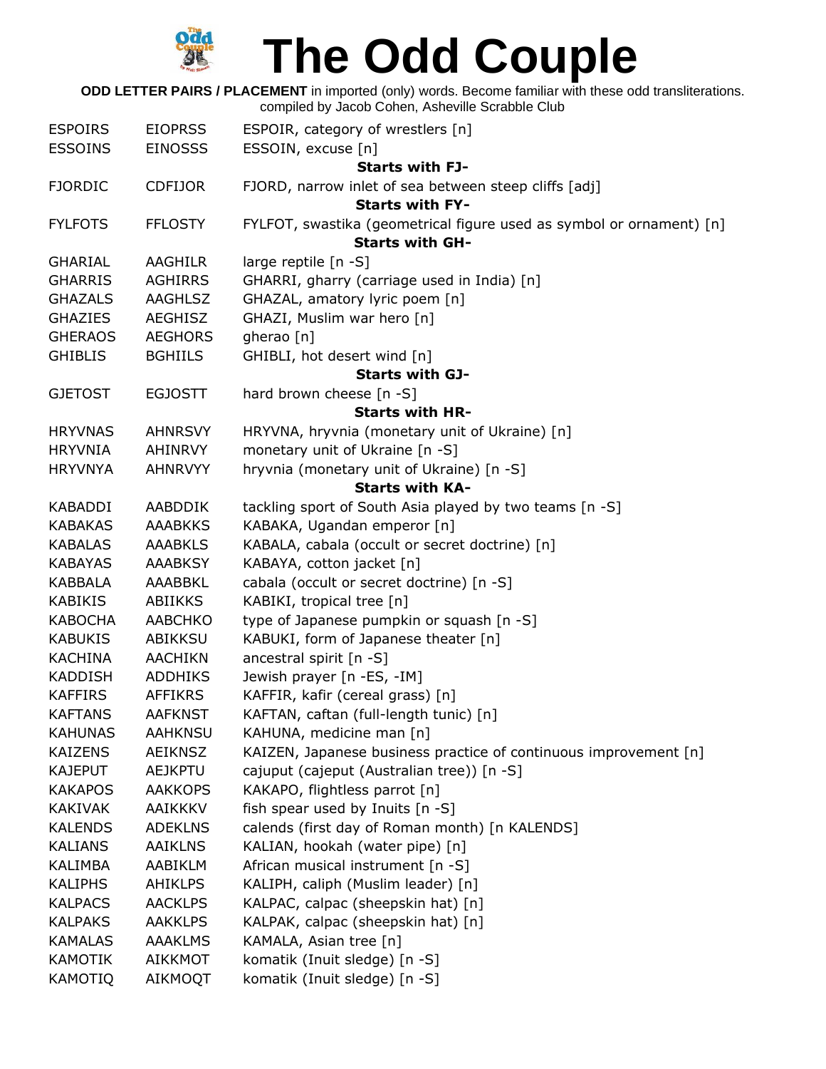# The Odd Couple

**ODD LETTER PAIRS / PLACEMENT** in imported (only) words. Become familiar with these odd transliterations.
compiled by Jacob Cohen, Asheville Scrabble Club

| | | |
|---|---|---|
| ESPOIRS | EIOPRSS | ESPOIR, category of wrestlers [n] |
| ESSOINS | EINOSSS | ESSOIN, excuse [n] |
| | | **Starts with FJ-** |
| FJORDIC | CDFIJOR | FJORD, narrow inlet of sea between steep cliffs [adj] |
| | | **Starts with FY-** |
| FYLFOTS | FFLOSTY | FYLFOT, swastika (geometrical figure used as symbol or ornament) [n] |
| | | **Starts with GH-** |
| GHARIAL | AAGHILR | large reptile [n -S] |
| GHARRIS | AGHIRRS | GHARRI, gharry (carriage used in India) [n] |
| GHAZALS | AAGHLSZ | GHAZAL, amatory lyric poem [n] |
| GHAZIES | AEGHISZ | GHAZI, Muslim war hero [n] |
| GHERAOS | AEGHORS | gherao [n] |
| GHIBLIS | BGHIILS | GHIBLI, hot desert wind [n] |
| | | **Starts with GJ-** |
| GJETOST | EGJOSTT | hard brown cheese [n -S] |
| | | **Starts with HR-** |
| HRYVNAS | AHNRSVY | HRYVNA, hryvnia (monetary unit of Ukraine) [n] |
| HRYVNIA | AHINRVY | monetary unit of Ukraine [n -S] |
| HRYVNYA | AHNRVYY | hryvnia (monetary unit of Ukraine) [n -S] |
| | | **Starts with KA-** |
| KABADDI | AABDDIK | tackling sport of South Asia played by two teams [n -S] |
| KABAKAS | AAABKKS | KABAKA, Ugandan emperor [n] |
| KABALAS | AAABKLS | KABALA, cabala (occult or secret doctrine) [n] |
| KABAYAS | AAABKSY | KABAYA, cotton jacket [n] |
| KABBALA | AAABBKL | cabala (occult or secret doctrine) [n -S] |
| KABIKIS | ABIIKKS | KABIKI, tropical tree [n] |
| KABOCHA | AABCHKO | type of Japanese pumpkin or squash [n -S] |
| KABUKIS | ABIKKSU | KABUKI, form of Japanese theater [n] |
| KACHINA | AACHIKN | ancestral spirit [n -S] |
| KADDISH | ADDHIKS | Jewish prayer [n -ES, -IM] |
| KAFFIRS | AFFIKRS | KAFFIR, kafir (cereal grass) [n] |
| KAFTANS | AAFKNST | KAFTAN, caftan (full-length tunic) [n] |
| KAHUNAS | AAHKNSU | KAHUNA, medicine man [n] |
| KAIZENS | AEIKNSZ | KAIZEN, Japanese business practice of continuous improvement [n] |
| KAJEPUT | AEJKPTU | cajuput (cajeput (Australian tree)) [n -S] |
| KAKAPOS | AAKKOPS | KAKAPO, flightless parrot [n] |
| KAKIVAK | AAIKKKV | fish spear used by Inuits [n -S] |
| KALENDS | ADEKLNS | calends (first day of Roman month) [n KALENDS] |
| KALIANS | AAIKLNS | KALIAN, hookah (water pipe) [n] |
| KALIMBA | AABIKLM | African musical instrument [n -S] |
| KALIPHS | AHIKLPS | KALIPH, caliph (Muslim leader) [n] |
| KALPACS | AACKLPS | KALPAC, calpac (sheepskin hat) [n] |
| KALPAKS | AAKKLPS | KALPAK, calpac (sheepskin hat) [n] |
| KAMALAS | AAAKLMS | KAMALA, Asian tree [n] |
| KAMOTIK | AIKKMOT | komatik (Inuit sledge) [n -S] |
| KAMOTIQ | AIKMOQT | komatik (Inuit sledge) [n -S] |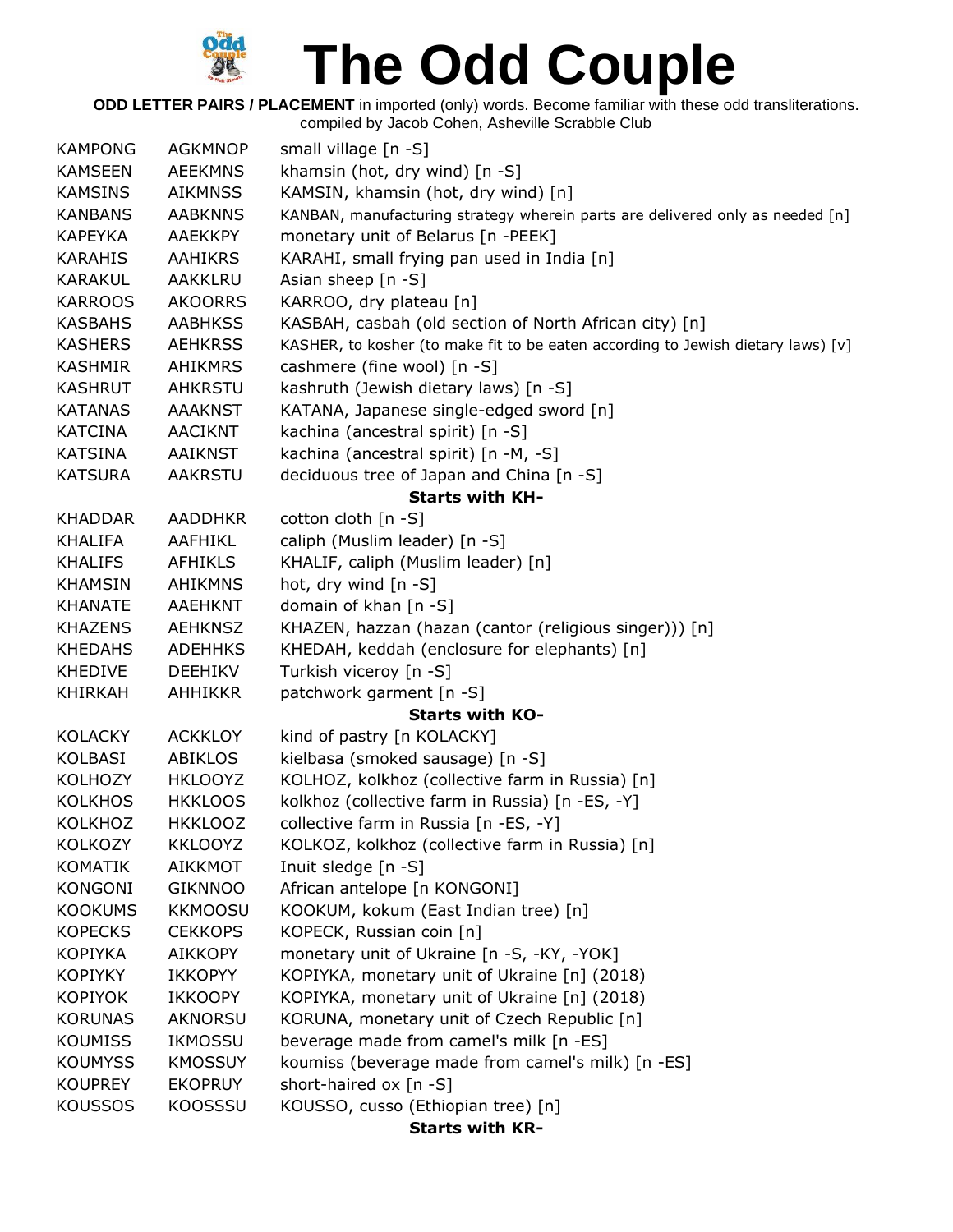# The Odd Couple

**ODD LETTER PAIRS / PLACEMENT** in imported (only) words. Become familiar with these odd transliterations.
compiled by Jacob Cohen, Asheville Scrabble Club

| | | |
|---|---|---|
| KAMPONG | AGKMNOP | small village [n -S] |
| KAMSEEN | AEEKMNS | khamsin (hot, dry wind) [n -S] |
| KAMSINS | AIKMNSS | KAMSIN, khamsin (hot, dry wind) [n] |
| KANBANS | AABKNNS | KANBAN, manufacturing strategy wherein parts are delivered only as needed [n] |
| KAPEYKA | AAEKKPY | monetary unit of Belarus [n -PEEK] |
| KARAHIS | AAHIKRS | KARAHI, small frying pan used in India [n] |
| KARAKUL | AAKKLRU | Asian sheep [n -S] |
| KARROOS | AKOORRS | KARROO, dry plateau [n] |
| KASBAHS | AABHKSS | KASBAH, casbah (old section of North African city) [n] |
| KASHERS | AEHKRSS | KASHER, to kosher (to make fit to be eaten according to Jewish dietary laws) [v] |
| KASHMIR | AHIKMRS | cashmere (fine wool) [n -S] |
| KASHRUT | AHKRSTU | kashruth (Jewish dietary laws) [n -S] |
| KATANAS | AAAKNST | KATANA, Japanese single-edged sword [n] |
| KATCINA | AACIKNT | kachina (ancestral spirit) [n -S] |
| KATSINA | AAIKNST | kachina (ancestral spirit) [n -M, -S] |
| KATSURA | AAKRSTU | deciduous tree of Japan and China [n -S] |
| | | **Starts with KH-** |
| KHADDAR | AADDHKR | cotton cloth [n -S] |
| KHALIFA | AAFHIKL | caliph (Muslim leader) [n -S] |
| KHALIFS | AFHIKLS | KHALIF, caliph (Muslim leader) [n] |
| KHAMSIN | AHIKMNS | hot, dry wind [n -S] |
| KHANATE | AAEHKNT | domain of khan [n -S] |
| KHAZENS | AEHKNSZ | KHAZEN, hazzan (hazan (cantor (religious singer))) [n] |
| KHEDAHS | ADEHHKS | KHEDAH, keddah (enclosure for elephants) [n] |
| KHEDIVE | DEEHIKV | Turkish viceroy [n -S] |
| KHIRKAH | AHHIKKR | patchwork garment [n -S] |
| | | **Starts with KO-** |
| KOLACKY | ACKKLOY | kind of pastry [n KOLACKY] |
| KOLBASI | ABIKLOS | kielbasa (smoked sausage) [n -S] |
| KOLHOZY | HKLOOYZ | KOLHOZ, kolkhoz (collective farm in Russia) [n] |
| KOLKHOS | HKKLOOS | kolkhoz (collective farm in Russia) [n -ES, -Y] |
| KOLKHOZ | HKKLOOZ | collective farm in Russia [n -ES, -Y] |
| KOLKOZY | KKLOOYZ | KOLKOZ, kolkhoz (collective farm in Russia) [n] |
| KOMATIK | AIKKMOT | Inuit sledge [n -S] |
| KONGONI | GIKNNOO | African antelope [n KONGONI] |
| KOOKUMS | KKMOOSU | KOOKUM, kokum (East Indian tree) [n] |
| KOPECKS | CEKKOPS | KOPECK, Russian coin [n] |
| KOPIYKA | AIKKOPY | monetary unit of Ukraine [n -S, -KY, -YOK] |
| KOPIYKY | IKKOPYY | KOPIYKA, monetary unit of Ukraine [n] (2018) |
| KOPIYOK | IKKOOPY | KOPIYKA, monetary unit of Ukraine [n] (2018) |
| KORUNAS | AKNORSU | KORUNA, monetary unit of Czech Republic [n] |
| KOUMISS | IKMOSSU | beverage made from camel's milk [n -ES] |
| KOUMYSS | KMOSSUY | koumiss (beverage made from camel's milk) [n -ES] |
| KOUPREY | EKOPRUY | short-haired ox [n -S] |
| KOUSSOS | KOOSSSU | KOUSSO, cusso (Ethiopian tree) [n] |
| | | **Starts with KR-** |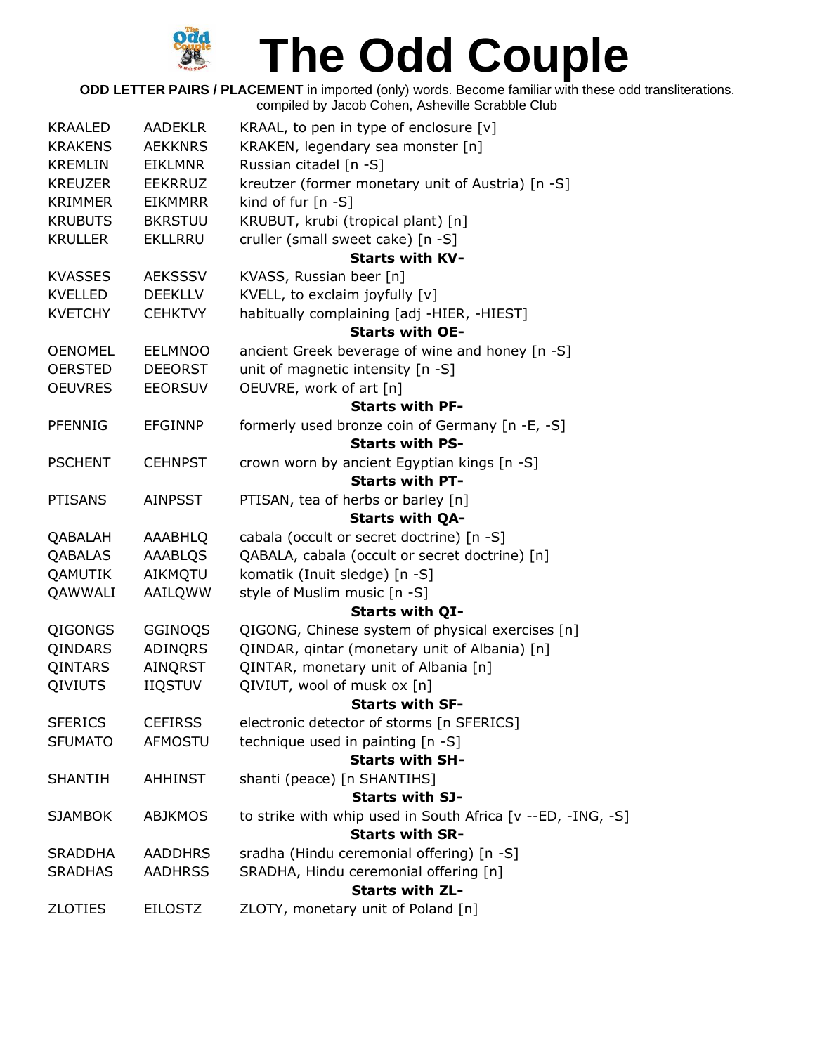# The Odd Couple

**ODD LETTER PAIRS / PLACEMENT** in imported (only) words. Become familiar with these odd transliterations.
compiled by Jacob Cohen, Asheville Scrabble Club

| | | |
|---|---|---|
| KRAALED | AADEKLR | KRAAL, to pen in type of enclosure [v] |
| KRAKENS | AEKKNRS | KRAKEN, legendary sea monster [n] |
| KREMLIN | EIKLMNR | Russian citadel [n -S] |
| KREUZER | EEKRRUZ | kreutzer (former monetary unit of Austria) [n -S] |
| KRIMMER | EIKMMRR | kind of fur [n -S] |
| KRUBUTS | BKRSTUU | KRUBUT, krubi (tropical plant) [n] |
| KRULLER | EKLLRRU | cruller (small sweet cake) [n -S] |
| | | **Starts with KV-** |
| KVASSES | AEKSSSV | KVASS, Russian beer [n] |
| KVELLED | DEEKLLV | KVELL, to exclaim joyfully [v] |
| KVETCHY | CEHKTVY | habitually complaining [adj -HIER, -HIEST] |
| | | **Starts with OE-** |
| OENOMEL | EELMNOO | ancient Greek beverage of wine and honey [n -S] |
| OERSTED | DEEORST | unit of magnetic intensity [n -S] |
| OEUVRES | EEORSUV | OEUVRE, work of art [n] |
| | | **Starts with PF-** |
| PFENNIG | EFGINNP | formerly used bronze coin of Germany [n -E, -S] |
| | | **Starts with PS-** |
| PSCHENT | CEHNPST | crown worn by ancient Egyptian kings [n -S] |
| | | **Starts with PT-** |
| PTISANS | AINPSST | PTISAN, tea of herbs or barley [n] |
| | | **Starts with QA-** |
| QABALAH | AAABHLQ | cabala (occult or secret doctrine) [n -S] |
| QABALAS | AAABLQS | QABALA, cabala (occult or secret doctrine) [n] |
| QAMUTIK | AIKMQTU | komatik (Inuit sledge) [n -S] |
| QAWWALI | AAILQWW | style of Muslim music [n -S] |
| | | **Starts with QI-** |
| QIGONGS | GGINOQS | QIGONG, Chinese system of physical exercises [n] |
| QINDARS | ADINQRS | QINDAR, qintar (monetary unit of Albania) [n] |
| QINTARS | AINQRST | QINTAR, monetary unit of Albania [n] |
| QIVIUTS | IIQSTUV | QIVIUT, wool of musk ox [n] |
| | | **Starts with SF-** |
| SFERICS | CEFIRSS | electronic detector of storms [n SFERICS] |
| SFUMATO | AFMOSTU | technique used in painting [n -S] |
| | | **Starts with SH-** |
| SHANTIH | AHHINST | shanti (peace) [n SHANTIHS] |
| | | **Starts with SJ-** |
| SJAMBOK | ABJKMOS | to strike with whip used in South Africa [v --ED, -ING, -S] |
| | | **Starts with SR-** |
| SRADDHA | AADDHRS | sradha (Hindu ceremonial offering) [n -S] |
| SRADHAS | AADHRSS | SRADHA, Hindu ceremonial offering [n] |
| | | **Starts with ZL-** |
| ZLOTIES | EILOSTZ | ZLOTY, monetary unit of Poland [n] |